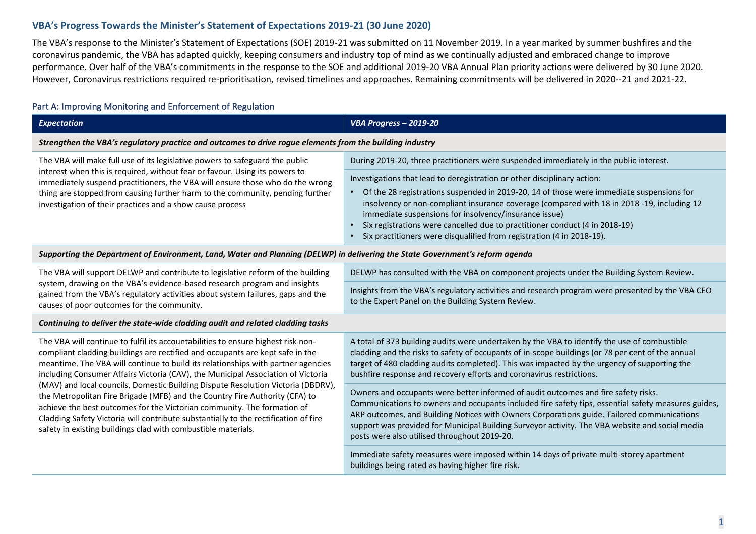## VBA's Progress Towards the Minister's Statement of Expectations 2019-21 (30 June 2020)

The VBA's response to the Minister's Statement of Expectations (SOE) 2019-21 was submitted on 11 November 2019. In a year marked by summer bushfires and the coronavirus pandemic, the VBA has adapted quickly, keeping consumers and industry top of mind as we continually adjusted and embraced change to improve performance. Over half of the VBA's commitments in the response to the SOE and additional 2019-20 VBA Annual Plan priority actions were delivered by 30 June 2020. However, Coronavirus restrictions required re-prioritisation, revised timelines and approaches. Remaining commitments will be delivered in 2020--21 and 2021-22.

### Part A: Improving Monitoring and Enforcement of Regulation

| *Expectation* | *VBA Progress – 2019-20* |
|---|---|
| ***Strengthen the VBA's regulatory practice and outcomes to drive rogue elements from the building industry*** | |
| The VBA will make full use of its legislative powers to safeguard the public interest when this is required, without fear or favour. Using its powers to immediately suspend practitioners, the VBA will ensure those who do the wrong thing are stopped from causing further harm to the community, pending further investigation of their practices and a show cause process | During 2019-20, three practitioners were suspended immediately in the public interest. |
| | Investigations that lead to deregistration or other disciplinary action:<br>• Of the 28 registrations suspended in 2019-20, 14 of those were immediate suspensions for insolvency or non-compliant insurance coverage (compared with 18 in 2018 -19, including 12 immediate suspensions for insolvency/insurance issue)<br>• Six registrations were cancelled due to practitioner conduct (4 in 2018-19)<br>• Six practitioners were disqualified from registration (4 in 2018-19). |
| ***Supporting the Department of Environment, Land, Water and Planning (DELWP) in delivering the State Government's reform agenda*** | |
| The VBA will support DELWP and contribute to legislative reform of the building system, drawing on the VBA's evidence-based research program and insights gained from the VBA's regulatory activities about system failures, gaps and the causes of poor outcomes for the community. | DELWP has consulted with the VBA on component projects under the Building System Review. |
| | Insights from the VBA's regulatory activities and research program were presented by the VBA CEO to the Expert Panel on the Building System Review. |
| ***Continuing to deliver the state-wide cladding audit and related cladding tasks*** | |
| The VBA will continue to fulfil its accountabilities to ensure highest risk non-compliant cladding buildings are rectified and occupants are kept safe in the meantime. The VBA will continue to build its relationships with partner agencies including Consumer Affairs Victoria (CAV), the Municipal Association of Victoria (MAV) and local councils, Domestic Building Dispute Resolution Victoria (DBDRV), the Metropolitan Fire Brigade (MFB) and the Country Fire Authority (CFA) to achieve the best outcomes for the Victorian community. The formation of Cladding Safety Victoria will contribute substantially to the rectification of fire safety in existing buildings clad with combustible materials. | A total of 373 building audits were undertaken by the VBA to identify the use of combustible cladding and the risks to safety of occupants of in-scope buildings (or 78 per cent of the annual target of 480 cladding audits completed). This was impacted by the urgency of supporting the bushfire response and recovery efforts and coronavirus restrictions. |
| | Owners and occupants were better informed of audit outcomes and fire safety risks. Communications to owners and occupants included fire safety tips, essential safety measures guides, ARP outcomes, and Building Notices with Owners Corporations guide. Tailored communications support was provided for Municipal Building Surveyor activity. The VBA website and social media posts were also utilised throughout 2019-20. |
| | Immediate safety measures were imposed within 14 days of private multi-storey apartment buildings being rated as having higher fire risk. |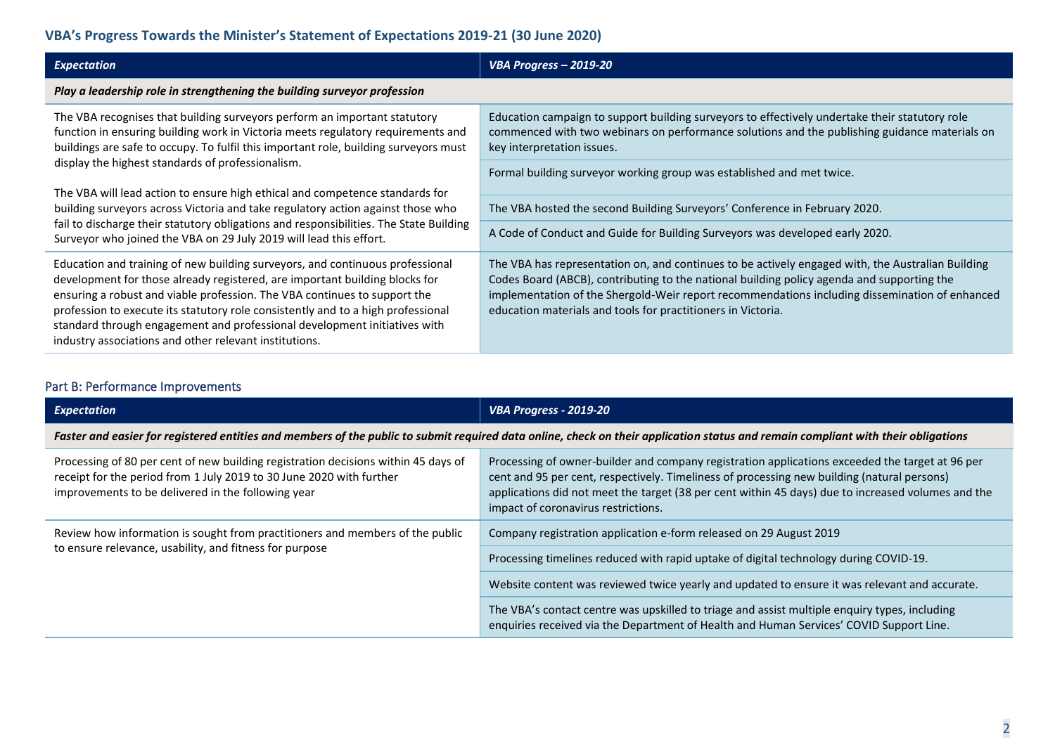## VBA's Progress Towards the Minister's Statement of Expectations 2019-21 (30 June 2020)

| *Expectation* | *VBA Progress – 2019-20* |
|---|---|
| ***Play a leadership role in strengthening the building surveyor profession*** | |
| The VBA recognises that building surveyors perform an important statutory function in ensuring building work in Victoria meets regulatory requirements and buildings are safe to occupy. To fulfil this important role, building surveyors must display the highest standards of professionalism. The VBA will lead action to ensure high ethical and competence standards for building surveyors across Victoria and take regulatory action against those who fail to discharge their statutory obligations and responsibilities. The State Building Surveyor who joined the VBA on 29 July 2019 will lead this effort. | Education campaign to support building surveyors to effectively undertake their statutory role commenced with two webinars on performance solutions and the publishing guidance materials on key interpretation issues. |
| | Formal building surveyor working group was established and met twice. |
| | The VBA hosted the second Building Surveyors' Conference in February 2020. |
| | A Code of Conduct and Guide for Building Surveyors was developed early 2020. |
| Education and training of new building surveyors, and continuous professional development for those already registered, are important building blocks for ensuring a robust and viable profession. The VBA continues to support the profession to execute its statutory role consistently and to a high professional standard through engagement and professional development initiatives with industry associations and other relevant institutions. | The VBA has representation on, and continues to be actively engaged with, the Australian Building Codes Board (ABCB), contributing to the national building policy agenda and supporting the implementation of the Shergold-Weir report recommendations including dissemination of enhanced education materials and tools for practitioners in Victoria. |

### Part B: Performance Improvements

| *Expectation* | *VBA Progress - 2019-20* |
|---|---|
| ***Faster and easier for registered entities and members of the public to submit required data online, check on their application status and remain compliant with their obligations*** | |
| Processing of 80 per cent of new building registration decisions within 45 days of receipt for the period from 1 July 2019 to 30 June 2020 with further improvements to be delivered in the following year | Processing of owner-builder and company registration applications exceeded the target at 96 per cent and 95 per cent, respectively. Timeliness of processing new building (natural persons) applications did not meet the target (38 per cent within 45 days) due to increased volumes and the impact of coronavirus restrictions. |
| Review how information is sought from practitioners and members of the public to ensure relevance, usability, and fitness for purpose | Company registration application e-form released on 29 August 2019 |
| | Processing timelines reduced with rapid uptake of digital technology during COVID-19. |
| | Website content was reviewed twice yearly and updated to ensure it was relevant and accurate. |
| | The VBA's contact centre was upskilled to triage and assist multiple enquiry types, including enquiries received via the Department of Health and Human Services' COVID Support Line. |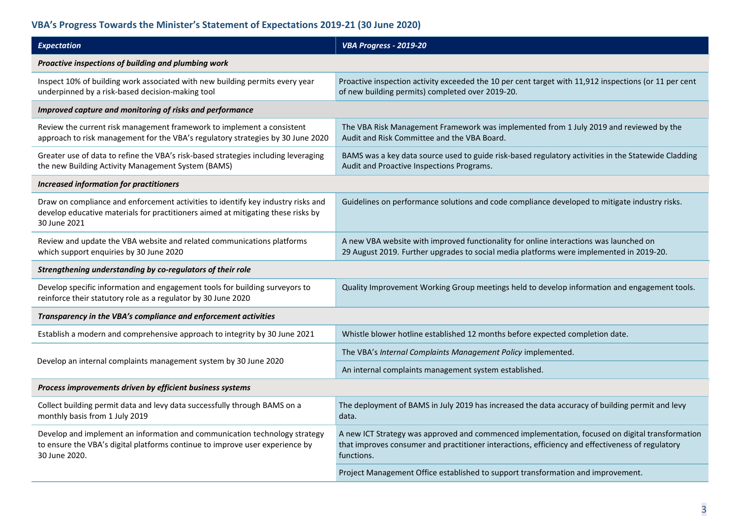## VBA's Progress Towards the Minister's Statement of Expectations 2019-21 (30 June 2020)

| *Expectation* | *VBA Progress - 2019-20* |
|---|---|
| ***Proactive inspections of building and plumbing work*** | |
| Inspect 10% of building work associated with new building permits every year underpinned by a risk-based decision-making tool | Proactive inspection activity exceeded the 10 per cent target with 11,912 inspections (or 11 per cent of new building permits) completed over 2019-20. |
| ***Improved capture and monitoring of risks and performance*** | |
| Review the current risk management framework to implement a consistent approach to risk management for the VBA's regulatory strategies by 30 June 2020 | The VBA Risk Management Framework was implemented from 1 July 2019 and reviewed by the Audit and Risk Committee and the VBA Board. |
| Greater use of data to refine the VBA's risk-based strategies including leveraging the new Building Activity Management System (BAMS) | BAMS was a key data source used to guide risk-based regulatory activities in the Statewide Cladding Audit and Proactive Inspections Programs. |
| ***Increased information for practitioners*** | |
| Draw on compliance and enforcement activities to identify key industry risks and develop educative materials for practitioners aimed at mitigating these risks by 30 June 2021 | Guidelines on performance solutions and code compliance developed to mitigate industry risks. |
| Review and update the VBA website and related communications platforms which support enquiries by 30 June 2020 | A new VBA website with improved functionality for online interactions was launched on 29 August 2019. Further upgrades to social media platforms were implemented in 2019-20. |
| ***Strengthening understanding by co-regulators of their role*** | |
| Develop specific information and engagement tools for building surveyors to reinforce their statutory role as a regulator by 30 June 2020 | Quality Improvement Working Group meetings held to develop information and engagement tools. |
| ***Transparency in the VBA's compliance and enforcement activities*** | |
| Establish a modern and comprehensive approach to integrity by 30 June 2021 | Whistle blower hotline established 12 months before expected completion date. |
| Develop an internal complaints management system by 30 June 2020 | The VBA's *Internal Complaints Management Policy* implemented. |
| | An internal complaints management system established. |
| ***Process improvements driven by efficient business systems*** | |
| Collect building permit data and levy data successfully through BAMS on a monthly basis from 1 July 2019 | The deployment of BAMS in July 2019 has increased the data accuracy of building permit and levy data. |
| Develop and implement an information and communication technology strategy to ensure the VBA's digital platforms continue to improve user experience by 30 June 2020. | A new ICT Strategy was approved and commenced implementation, focused on digital transformation that improves consumer and practitioner interactions, efficiency and effectiveness of regulatory functions. |
| | Project Management Office established to support transformation and improvement. |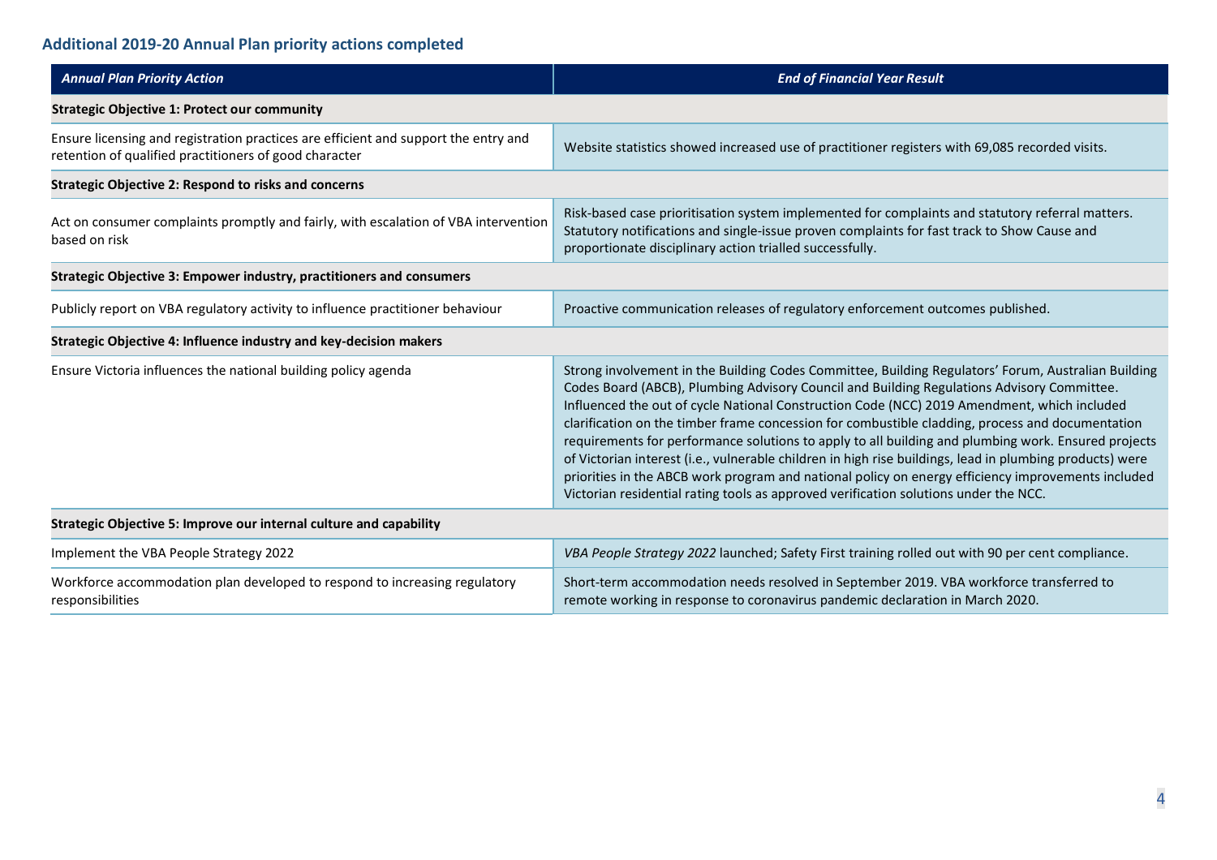## Additional 2019-20 Annual Plan priority actions completed

| ***Annual Plan Priority Action*** | ***End of Financial Year Result*** |
|---|---|
| **Strategic Objective 1: Protect our community** | |
| Ensure licensing and registration practices are efficient and support the entry and retention of qualified practitioners of good character | Website statistics showed increased use of practitioner registers with 69,085 recorded visits. |
| **Strategic Objective 2: Respond to risks and concerns** | |
| Act on consumer complaints promptly and fairly, with escalation of VBA intervention based on risk | Risk-based case prioritisation system implemented for complaints and statutory referral matters. Statutory notifications and single-issue proven complaints for fast track to Show Cause and proportionate disciplinary action trialled successfully. |
| **Strategic Objective 3: Empower industry, practitioners and consumers** | |
| Publicly report on VBA regulatory activity to influence practitioner behaviour | Proactive communication releases of regulatory enforcement outcomes published. |
| **Strategic Objective 4: Influence industry and key-decision makers** | |
| Ensure Victoria influences the national building policy agenda | Strong involvement in the Building Codes Committee, Building Regulators' Forum, Australian Building Codes Board (ABCB), Plumbing Advisory Council and Building Regulations Advisory Committee. Influenced the out of cycle National Construction Code (NCC) 2019 Amendment, which included clarification on the timber frame concession for combustible cladding, process and documentation requirements for performance solutions to apply to all building and plumbing work. Ensured projects of Victorian interest (i.e., vulnerable children in high rise buildings, lead in plumbing products) were priorities in the ABCB work program and national policy on energy efficiency improvements included Victorian residential rating tools as approved verification solutions under the NCC. |
| **Strategic Objective 5: Improve our internal culture and capability** | |
| Implement the VBA People Strategy 2022 | *VBA People Strategy 2022* launched; Safety First training rolled out with 90 per cent compliance. |
| Workforce accommodation plan developed to respond to increasing regulatory responsibilities | Short-term accommodation needs resolved in September 2019. VBA workforce transferred to remote working in response to coronavirus pandemic declaration in March 2020. |